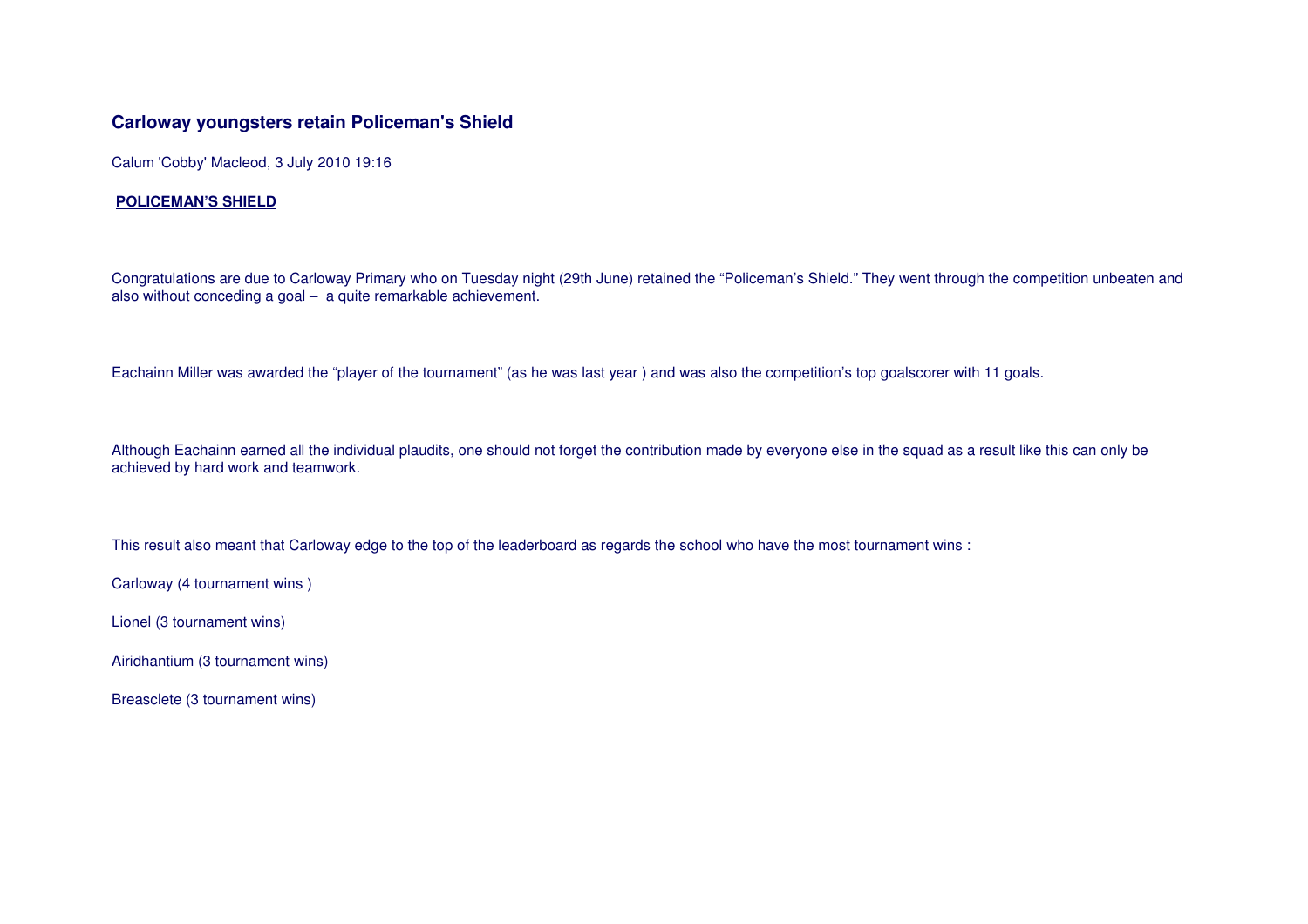# Carloway youngsters retain Policeman's Shield

Calum 'Cobby' Macleod, 3 July 2010 19:16

**POLICEMAN'S SHIELD**

Congratulations are due to Carloway Primary who on Tuesday night (29th June) retained the "Policeman's Shield." They went through the competition unbeaten and also without conceding a goal – a quite remarkable achievement.

Eachainn Miller was awarded the "player of the tournament" (as he was last year ) and was also the competition's top goalscorer with 11 goals.

Although Eachainn earned all the individual plaudits, one should not forget the contribution made by everyone else in the squad as a result like this can only be achieved by hard work and teamwork.

This result also meant that Carloway edge to the top of the leaderboard as regards the school who have the most tournament wins :

Carloway (4 tournament wins )

Lionel (3 tournament wins)

Airidhantium (3 tournament wins)

Breasclete (3 tournament wins)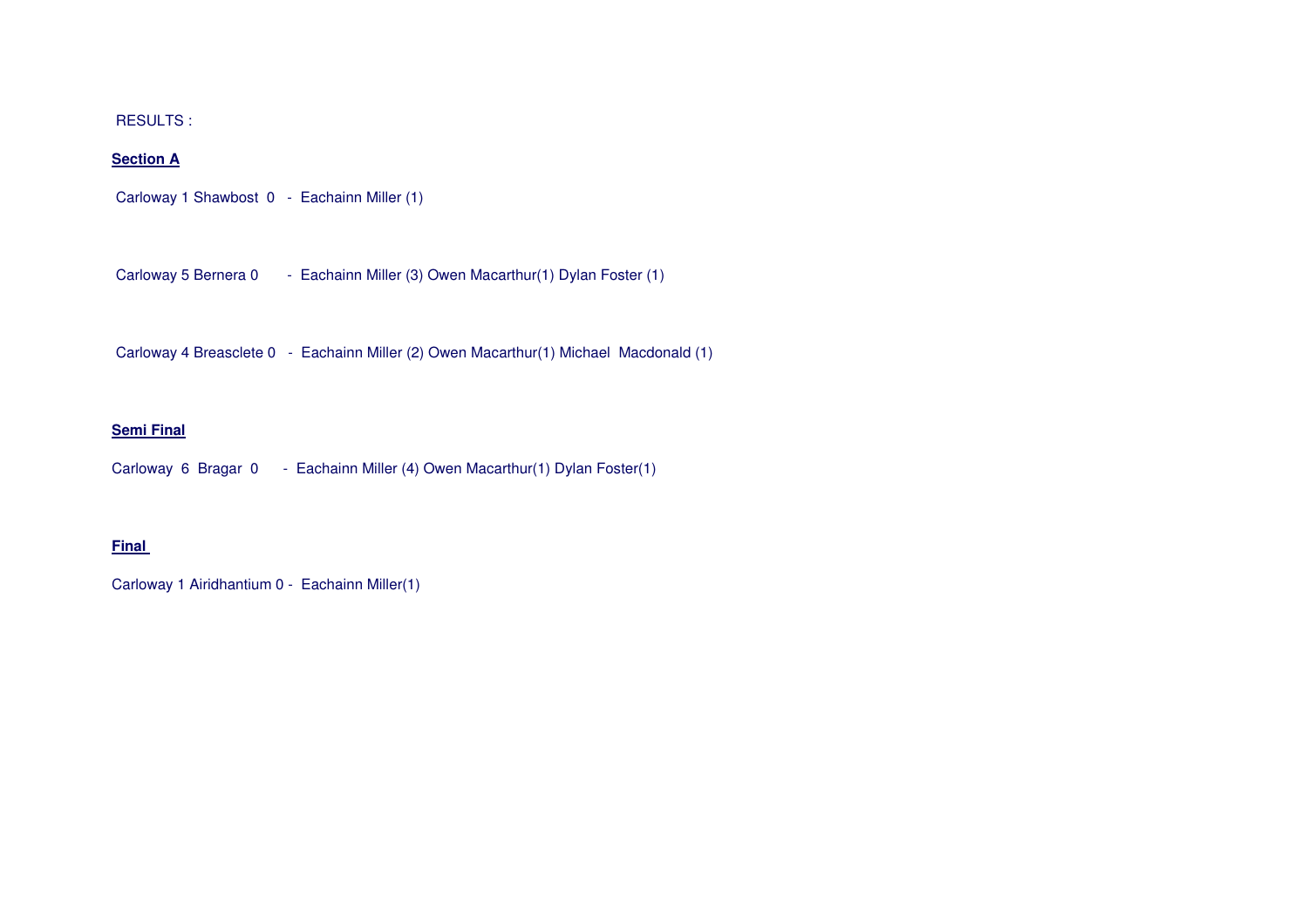RESULTS :

**Section A**

Carloway 1 Shawbost 0 - Eachainn Miller (1)

Carloway 5 Bernera 0 - Eachainn Miller (3) Owen Macarthur(1) Dylan Foster (1)

Carloway 4 Breasclete 0 - Eachainn Miller (2) Owen Macarthur(1) Michael Macdonald (1)

**Semi Final**

Carloway 6 Bragar 0 - Eachainn Miller (4) Owen Macarthur(1) Dylan Foster(1)

**Final**

Carloway 1 Airidhantium 0 - Eachainn Miller(1)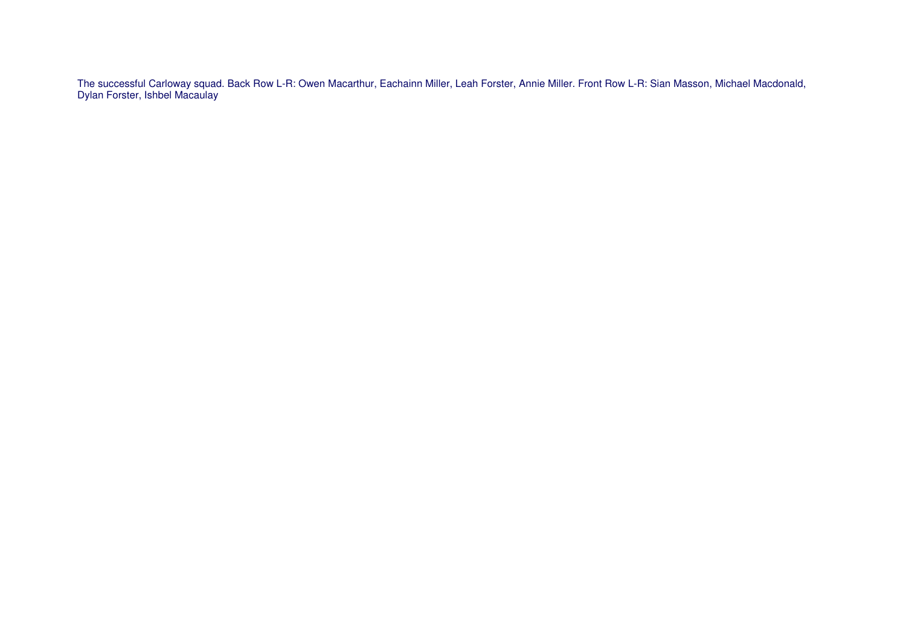The successful Carloway squad. Back Row L-R: Owen Macarthur, Eachainn Miller, Leah Forster, Annie Miller. Front Row L-R: Sian Masson, Michael Macdonald, Dylan Forster, Ishbel Macaulay